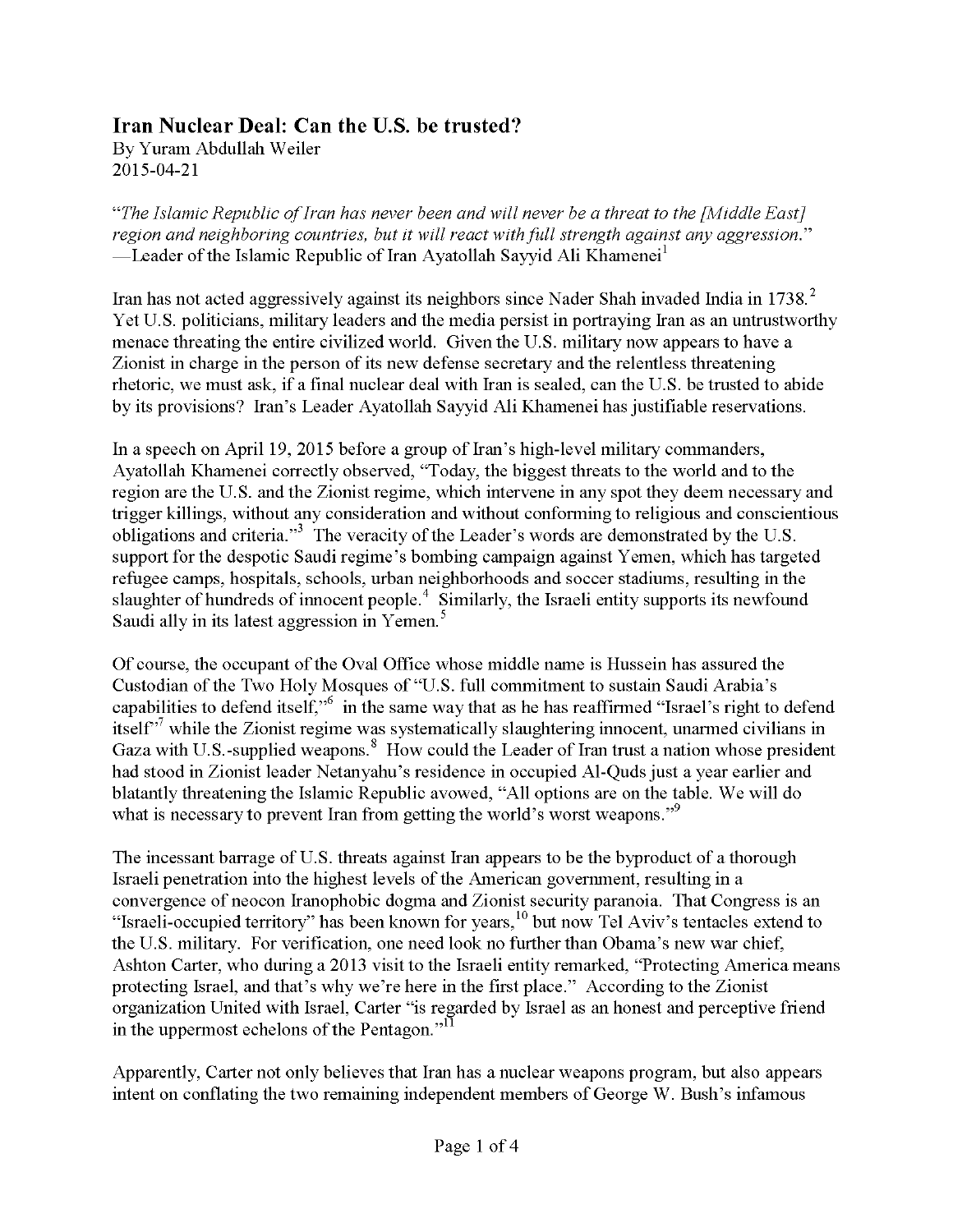## Iran Nuclear Deal: Can the U.S. be trusted?

By Yuram Abdullah Weiler
2015-04-21

*"The Islamic Republic of Iran has never been and will never be a threat to the [Middle East] region and neighboring countries, but it will react with full strength against any aggression."*
—Leader of the Islamic Republic of Iran Ayatollah Sayyid Ali Khamenei[1]

Iran has not acted aggressively against its neighbors since Nader Shah invaded India in 1738.[2] Yet U.S. politicians, military leaders and the media persist in portraying Iran as an untrustworthy menace threating the entire civilized world. Given the U.S. military now appears to have a Zionist in charge in the person of its new defense secretary and the relentless threatening rhetoric, we must ask, if a final nuclear deal with Iran is sealed, can the U.S. be trusted to abide by its provisions? Iran's Leader Ayatollah Sayyid Ali Khamenei has justifiable reservations.

In a speech on April 19, 2015 before a group of Iran's high-level military commanders, Ayatollah Khamenei correctly observed, "Today, the biggest threats to the world and to the region are the U.S. and the Zionist regime, which intervene in any spot they deem necessary and trigger killings, without any consideration and without conforming to religious and conscientious obligations and criteria."[3] The veracity of the Leader's words are demonstrated by the U.S. support for the despotic Saudi regime's bombing campaign against Yemen, which has targeted refugee camps, hospitals, schools, urban neighborhoods and soccer stadiums, resulting in the slaughter of hundreds of innocent people.[4] Similarly, the Israeli entity supports its newfound Saudi ally in its latest aggression in Yemen.[5]

Of course, the occupant of the Oval Office whose middle name is Hussein has assured the Custodian of the Two Holy Mosques of "U.S. full commitment to sustain Saudi Arabia's capabilities to defend itself,"[6] in the same way that as he has reaffirmed "Israel's right to defend itself"[7] while the Zionist regime was systematically slaughtering innocent, unarmed civilians in Gaza with U.S.-supplied weapons.[8] How could the Leader of Iran trust a nation whose president had stood in Zionist leader Netanyahu's residence in occupied Al-Quds just a year earlier and blatantly threatening the Islamic Republic avowed, "All options are on the table. We will do what is necessary to prevent Iran from getting the world's worst weapons."[9]

The incessant barrage of U.S. threats against Iran appears to be the byproduct of a thorough Israeli penetration into the highest levels of the American government, resulting in a convergence of neocon Iranophobic dogma and Zionist security paranoia. That Congress is an "Israeli-occupied territory" has been known for years,[10] but now Tel Aviv's tentacles extend to the U.S. military. For verification, one need look no further than Obama's new war chief, Ashton Carter, who during a 2013 visit to the Israeli entity remarked, "Protecting America means protecting Israel, and that's why we're here in the first place." According to the Zionist organization United with Israel, Carter "is regarded by Israel as an honest and perceptive friend in the uppermost echelons of the Pentagon."[11]

Apparently, Carter not only believes that Iran has a nuclear weapons program, but also appears intent on conflating the two remaining independent members of George W. Bush's infamous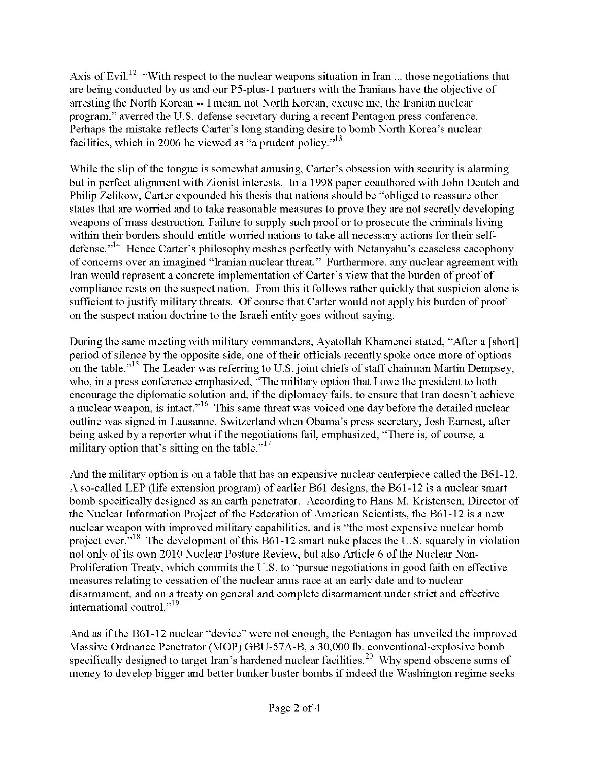Axis of Evil.[12] "With respect to the nuclear weapons situation in Iran ... those negotiations that are being conducted by us and our P5-plus-1 partners with the Iranians have the objective of arresting the North Korean -- I mean, not North Korean, excuse me, the Iranian nuclear program," averred the U.S. defense secretary during a recent Pentagon press conference. Perhaps the mistake reflects Carter's long standing desire to bomb North Korea's nuclear facilities, which in 2006 he viewed as "a prudent policy."[13]

While the slip of the tongue is somewhat amusing, Carter's obsession with security is alarming but in perfect alignment with Zionist interests. In a 1998 paper coauthored with John Deutch and Philip Zelikow, Carter expounded his thesis that nations should be "obliged to reassure other states that are worried and to take reasonable measures to prove they are not secretly developing weapons of mass destruction. Failure to supply such proof or to prosecute the criminals living within their borders should entitle worried nations to take all necessary actions for their self-defense."[14] Hence Carter's philosophy meshes perfectly with Netanyahu's ceaseless cacophony of concerns over an imagined "Iranian nuclear threat." Furthermore, any nuclear agreement with Iran would represent a concrete implementation of Carter's view that the burden of proof of compliance rests on the suspect nation. From this it follows rather quickly that suspicion alone is sufficient to justify military threats. Of course that Carter would not apply his burden of proof on the suspect nation doctrine to the Israeli entity goes without saying.

During the same meeting with military commanders, Ayatollah Khamenei stated, "After a [short] period of silence by the opposite side, one of their officials recently spoke once more of options on the table."[15] The Leader was referring to U.S. joint chiefs of staff chairman Martin Dempsey, who, in a press conference emphasized, "The military option that I owe the president to both encourage the diplomatic solution and, if the diplomacy fails, to ensure that Iran doesn't achieve a nuclear weapon, is intact."[16] This same threat was voiced one day before the detailed nuclear outline was signed in Lausanne, Switzerland when Obama's press secretary, Josh Earnest, after being asked by a reporter what if the negotiations fail, emphasized, "There is, of course, a military option that's sitting on the table."[17]

And the military option is on a table that has an expensive nuclear centerpiece called the B61-12. A so-called LEP (life extension program) of earlier B61 designs, the B61-12 is a nuclear smart bomb specifically designed as an earth penetrator. According to Hans M. Kristensen, Director of the Nuclear Information Project of the Federation of American Scientists, the B61-12 is a new nuclear weapon with improved military capabilities, and is "the most expensive nuclear bomb project ever."[18] The development of this B61-12 smart nuke places the U.S. squarely in violation not only of its own 2010 Nuclear Posture Review, but also Article 6 of the Nuclear Non-Proliferation Treaty, which commits the U.S. to "pursue negotiations in good faith on effective measures relating to cessation of the nuclear arms race at an early date and to nuclear disarmament, and on a treaty on general and complete disarmament under strict and effective international control."[19]

And as if the B61-12 nuclear "device" were not enough, the Pentagon has unveiled the improved Massive Ordnance Penetrator (MOP) GBU-57A-B, a 30,000 lb. conventional-explosive bomb specifically designed to target Iran's hardened nuclear facilities.[20] Why spend obscene sums of money to develop bigger and better bunker buster bombs if indeed the Washington regime seeks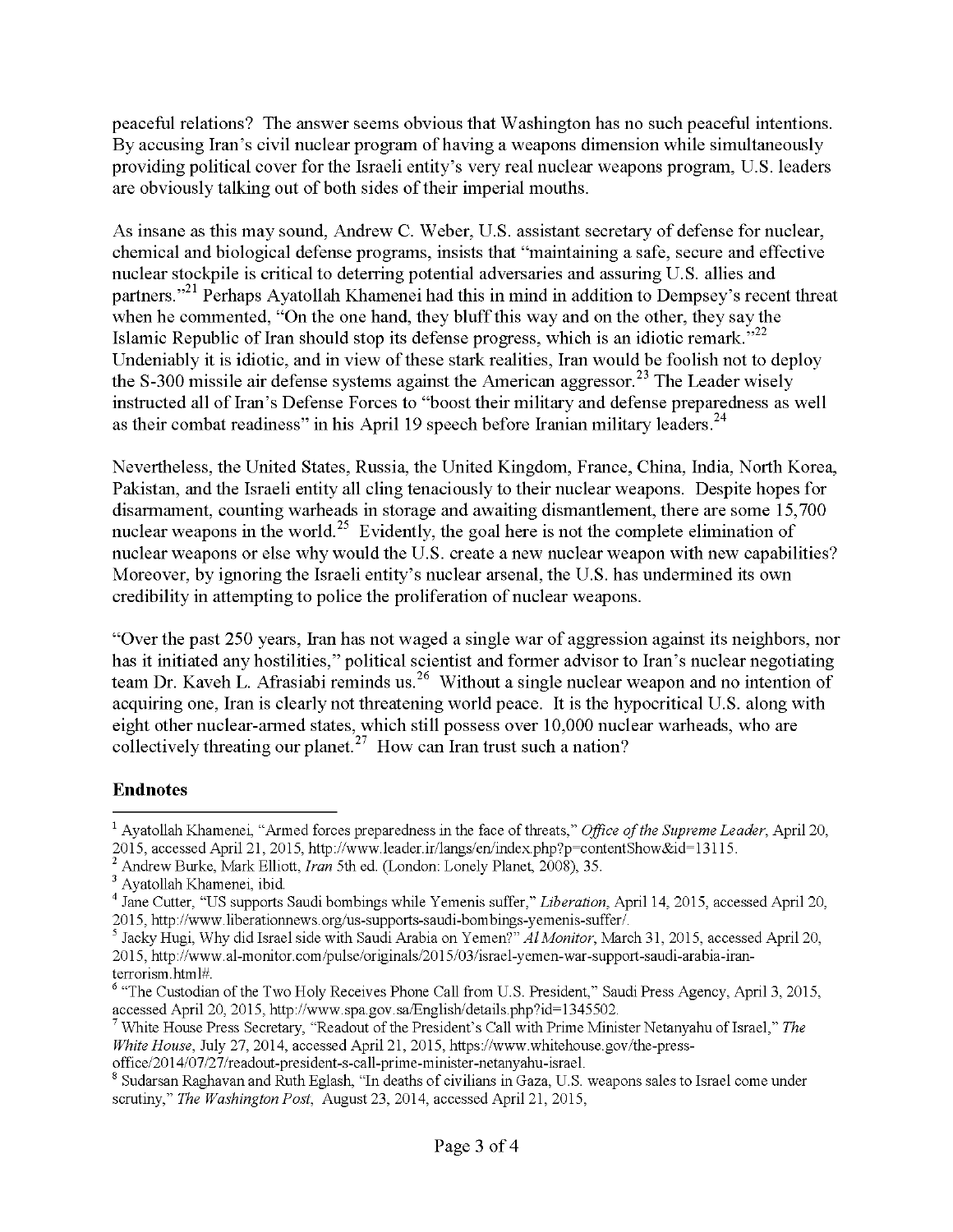peaceful relations? The answer seems obvious that Washington has no such peaceful intentions. By accusing Iran's civil nuclear program of having a weapons dimension while simultaneously providing political cover for the Israeli entity's very real nuclear weapons program, U.S. leaders are obviously talking out of both sides of their imperial mouths.

As insane as this may sound, Andrew C. Weber, U.S. assistant secretary of defense for nuclear, chemical and biological defense programs, insists that "maintaining a safe, secure and effective nuclear stockpile is critical to deterring potential adversaries and assuring U.S. allies and partners."[21] Perhaps Ayatollah Khamenei had this in mind in addition to Dempsey's recent threat when he commented, "On the one hand, they bluff this way and on the other, they say the Islamic Republic of Iran should stop its defense progress, which is an idiotic remark."[22] Undeniably it is idiotic, and in view of these stark realities, Iran would be foolish not to deploy the S-300 missile air defense systems against the American aggressor.[23] The Leader wisely instructed all of Iran's Defense Forces to "boost their military and defense preparedness as well as their combat readiness" in his April 19 speech before Iranian military leaders.[24]

Nevertheless, the United States, Russia, the United Kingdom, France, China, India, North Korea, Pakistan, and the Israeli entity all cling tenaciously to their nuclear weapons. Despite hopes for disarmament, counting warheads in storage and awaiting dismantlement, there are some 15,700 nuclear weapons in the world.[25] Evidently, the goal here is not the complete elimination of nuclear weapons or else why would the U.S. create a new nuclear weapon with new capabilities? Moreover, by ignoring the Israeli entity's nuclear arsenal, the U.S. has undermined its own credibility in attempting to police the proliferation of nuclear weapons.

"Over the past 250 years, Iran has not waged a single war of aggression against its neighbors, nor has it initiated any hostilities," political scientist and former advisor to Iran's nuclear negotiating team Dr. Kaveh L. Afrasiabi reminds us.[26] Without a single nuclear weapon and no intention of acquiring one, Iran is clearly not threatening world peace. It is the hypocritical U.S. along with eight other nuclear-armed states, which still possess over 10,000 nuclear warheads, who are collectively threating our planet.[27] How can Iran trust such a nation?

## Endnotes

[1] Ayatollah Khamenei, "Armed forces preparedness in the face of threats," *Office of the Supreme Leader*, April 20, 2015, accessed April 21, 2015, http://www.leader.ir/langs/en/index.php?p=contentShow&id=13115.

[2] Andrew Burke, Mark Elliott, *Iran* 5th ed. (London: Lonely Planet, 2008), 35.

[3] Ayatollah Khamenei, ibid.

[4] Jane Cutter, "US supports Saudi bombings while Yemenis suffer," *Liberation*, April 14, 2015, accessed April 20, 2015, http://www.liberationnews.org/us-supports-saudi-bombings-yemenis-suffer/.

[5] Jacky Hugi, Why did Israel side with Saudi Arabia on Yemen?" *Al Monitor*, March 31, 2015, accessed April 20, 2015, http://www.al-monitor.com/pulse/originals/2015/03/israel-yemen-war-support-saudi-arabia-iran-terrorism.html#.

[6] "The Custodian of the Two Holy Receives Phone Call from U.S. President," Saudi Press Agency, April 3, 2015, accessed April 20, 2015, http://www.spa.gov.sa/English/details.php?id=1345502.

[7] White House Press Secretary, "Readout of the President's Call with Prime Minister Netanyahu of Israel," *The White House*, July 27, 2014, accessed April 21, 2015, https://www.whitehouse.gov/the-press-office/2014/07/27/readout-president-s-call-prime-minister-netanyahu-israel.

[8] Sudarsan Raghavan and Ruth Eglash, "In deaths of civilians in Gaza, U.S. weapons sales to Israel come under scrutiny," *The Washington Post*, August 23, 2014, accessed April 21, 2015,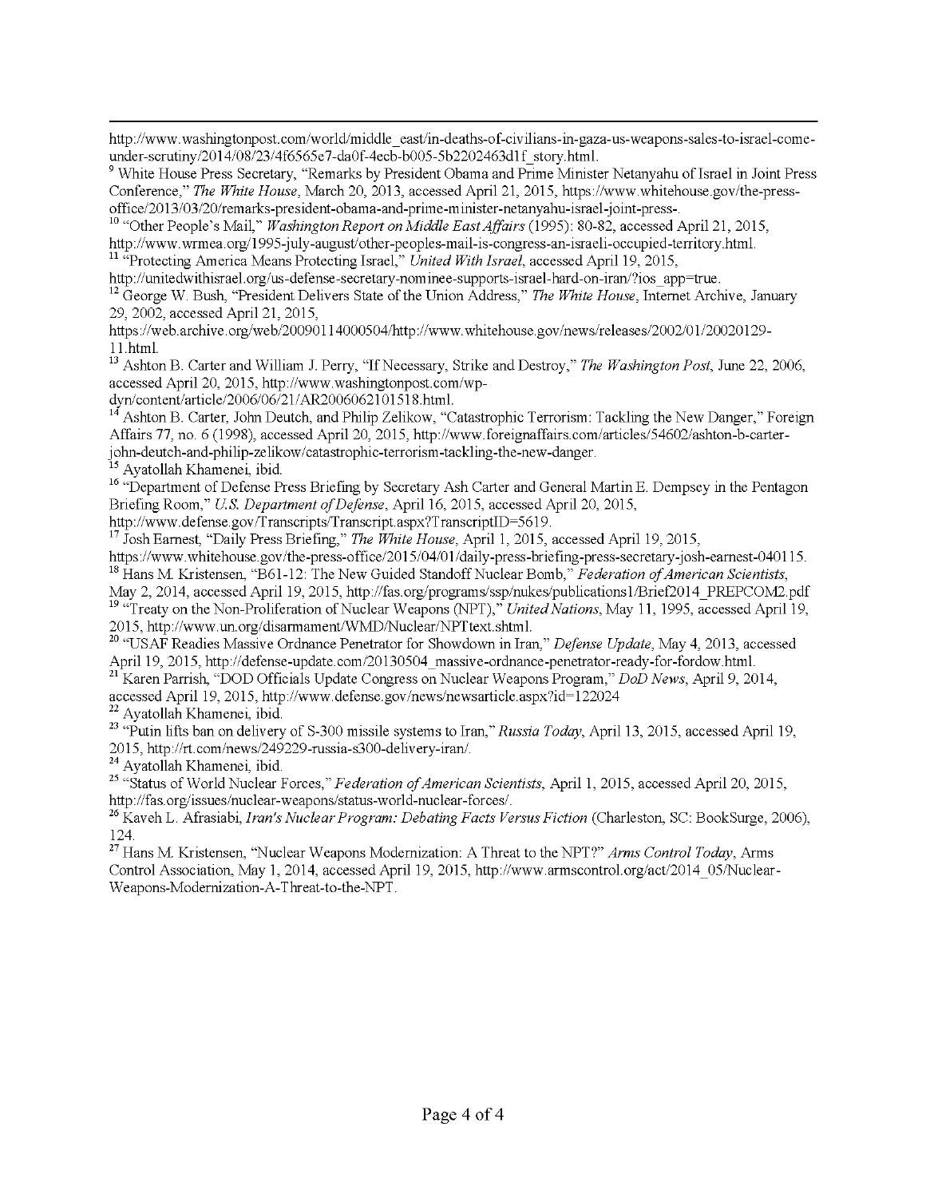http://www.washingtonpost.com/world/middle_east/in-deaths-of-civilians-in-gaza-us-weapons-sales-to-israel-come-under-scrutiny/2014/08/23/4f6565e7-da0f-4ecb-b005-5b2202463d1f_story.html.

[9] White House Press Secretary, "Remarks by President Obama and Prime Minister Netanyahu of Israel in Joint Press Conference," *The White House*, March 20, 2013, accessed April 21, 2015, https://www.whitehouse.gov/the-press-office/2013/03/20/remarks-president-obama-and-prime-minister-netanyahu-israel-joint-press-.

[10] "Other People's Mail," *Washington Report on Middle East Affairs* (1995): 80-82, accessed April 21, 2015, http://www.wrmea.org/1995-july-august/other-peoples-mail-is-congress-an-israeli-occupied-territory.html.

[11] "Protecting America Means Protecting Israel," *United With Israel*, accessed April 19, 2015, http://unitedwithisrael.org/us-defense-secretary-nominee-supports-israel-hard-on-iran/?ios_app=true.

[12] George W. Bush, "President Delivers State of the Union Address," *The White House*, Internet Archive, January 29, 2002, accessed April 21, 2015, https://web.archive.org/web/20090114000504/http://www.whitehouse.gov/news/releases/2002/01/20020129-11.html.

[13] Ashton B. Carter and William J. Perry, "If Necessary, Strike and Destroy," *The Washington Post*, June 22, 2006, accessed April 20, 2015, http://www.washingtonpost.com/wp-dyn/content/article/2006/06/21/AR2006062101518.html.

[14] Ashton B. Carter, John Deutch, and Philip Zelikow, "Catastrophic Terrorism: Tackling the New Danger," Foreign Affairs 77, no. 6 (1998), accessed April 20, 2015, http://www.foreignaffairs.com/articles/54602/ashton-b-carter-john-deutch-and-philip-zelikow/catastrophic-terrorism-tackling-the-new-danger.

[15] Ayatollah Khamenei, ibid.

[16] "Department of Defense Press Briefing by Secretary Ash Carter and General Martin E. Dempsey in the Pentagon Briefing Room," *U.S. Department of Defense*, April 16, 2015, accessed April 20, 2015, http://www.defense.gov/Transcripts/Transcript.aspx?TranscriptID=5619.

[17] Josh Earnest, "Daily Press Briefing," *The White House*, April 1, 2015, accessed April 19, 2015, https://www.whitehouse.gov/the-press-office/2015/04/01/daily-press-briefing-press-secretary-josh-earnest-040115.

[18] Hans M. Kristensen, "B61-12: The New Guided Standoff Nuclear Bomb," *Federation of American Scientists*, May 2, 2014, accessed April 19, 2015, http://fas.org/programs/ssp/nukes/publications1/Brief2014_PREPCOM2.pdf

[19] "Treaty on the Non-Proliferation of Nuclear Weapons (NPT)," *United Nations*, May 11, 1995, accessed April 19, 2015, http://www.un.org/disarmament/WMD/Nuclear/NPTtext.shtml.

[20] "USAF Readies Massive Ordnance Penetrator for Showdown in Iran," *Defense Update*, May 4, 2013, accessed April 19, 2015, http://defense-update.com/20130504_massive-ordnance-penetrator-ready-for-fordow.html.

[21] Karen Parrish, "DOD Officials Update Congress on Nuclear Weapons Program," *DoD News*, April 9, 2014, accessed April 19, 2015, http://www.defense.gov/news/newsarticle.aspx?id=122024

[22] Ayatollah Khamenei, ibid.

[23] "Putin lifts ban on delivery of S-300 missile systems to Iran," *Russia Today*, April 13, 2015, accessed April 19, 2015, http://rt.com/news/249229-russia-s300-delivery-iran/.

[24] Ayatollah Khamenei, ibid.

[25] "Status of World Nuclear Forces," *Federation of American Scientists*, April 1, 2015, accessed April 20, 2015, http://fas.org/issues/nuclear-weapons/status-world-nuclear-forces/.

[26] Kaveh L. Afrasiabi, *Iran's Nuclear Program: Debating Facts Versus Fiction* (Charleston, SC: BookSurge, 2006), 124.

[27] Hans M. Kristensen, "Nuclear Weapons Modernization: A Threat to the NPT?" *Arms Control Today*, Arms Control Association, May 1, 2014, accessed April 19, 2015, http://www.armscontrol.org/act/2014_05/Nuclear-Weapons-Modernization-A-Threat-to-the-NPT.